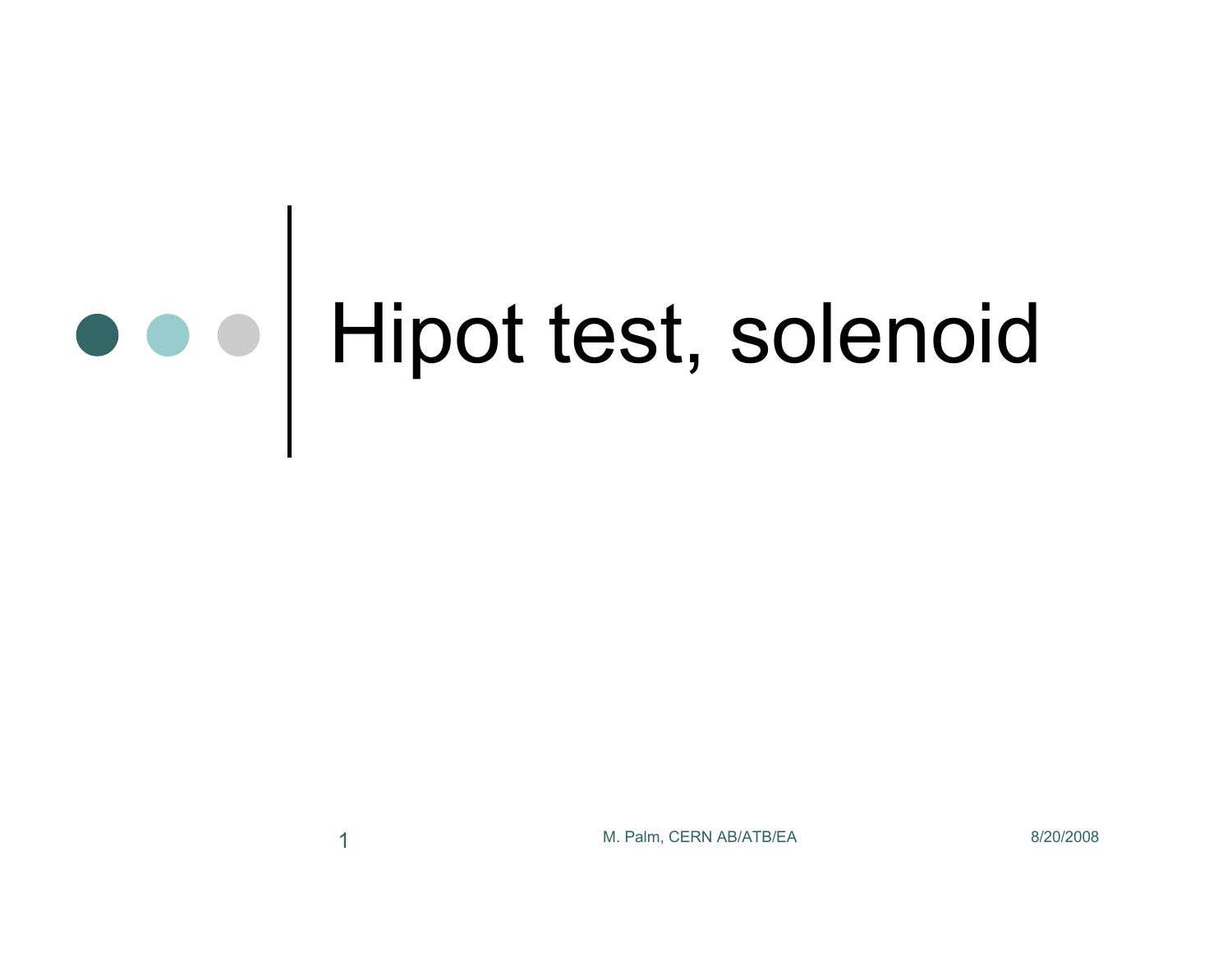# Hipot test, solenoid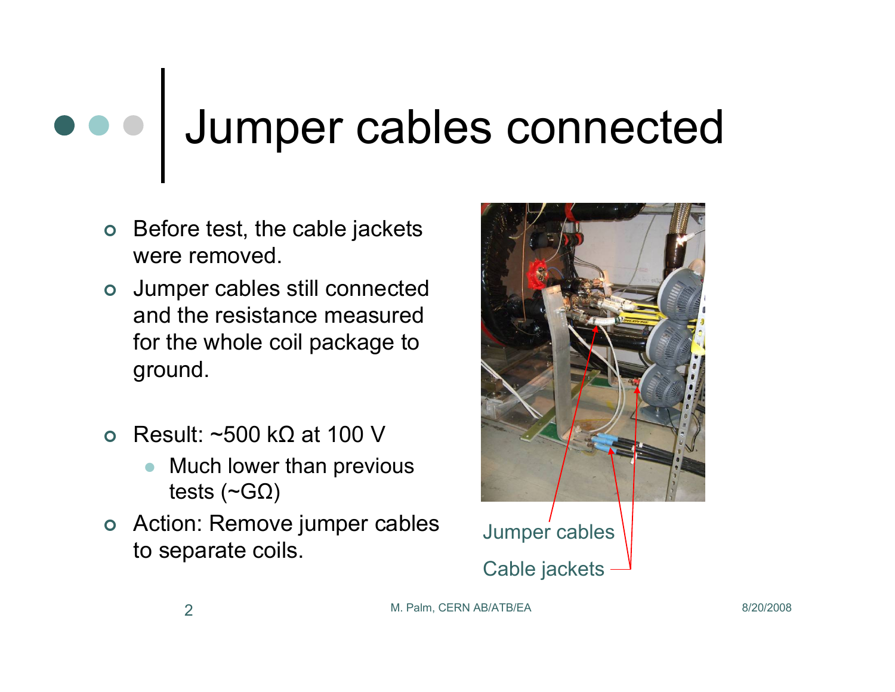# Jumper cables connected

- Before test, the cable jackets were removed.
- Jumper cables still connected and the resistance measured for the whole coil package to ground.
- Result: ~500 kΩ at 100 V
  - Much lower than previous tests (~GΩ)
- Action: Remove jumper cables to separate coils.

Jumper cables

Cable jackets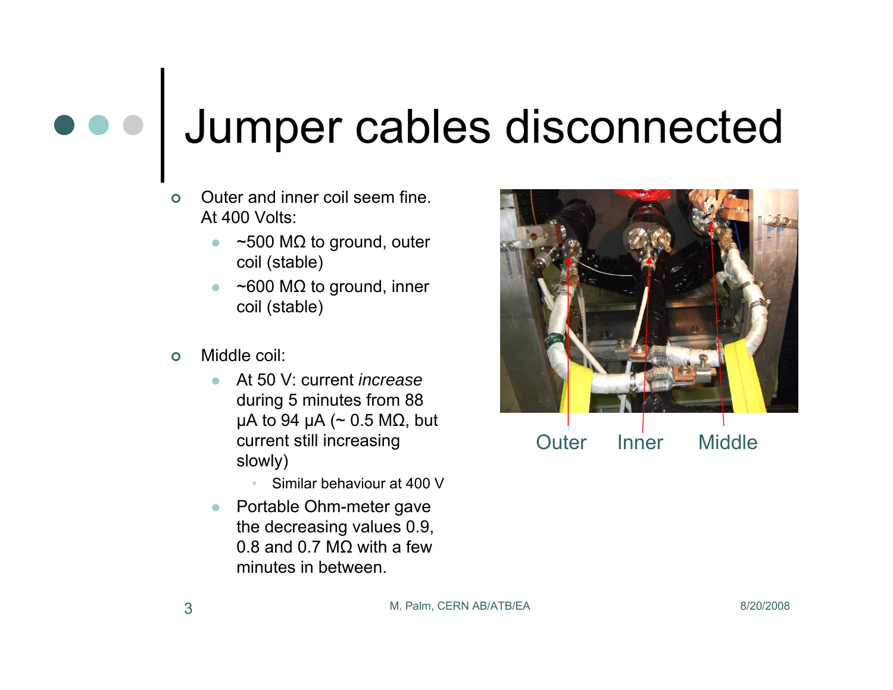# Jumper cables disconnected

- Outer and inner coil seem fine. At 400 Volts:
  - ~500 MΩ to ground, outer coil (stable)
  - ~600 MΩ to ground, inner coil (stable)

- Middle coil:
  - At 50 V: current *increase* during 5 minutes from 88 μA to 94 μA (~ 0.5 MΩ, but current still increasing slowly)
    - Similar behaviour at 400 V
  - Portable Ohm-meter gave the decreasing values 0.9, 0.8 and 0.7 MΩ with a few minutes in between.

Outer Inner Middle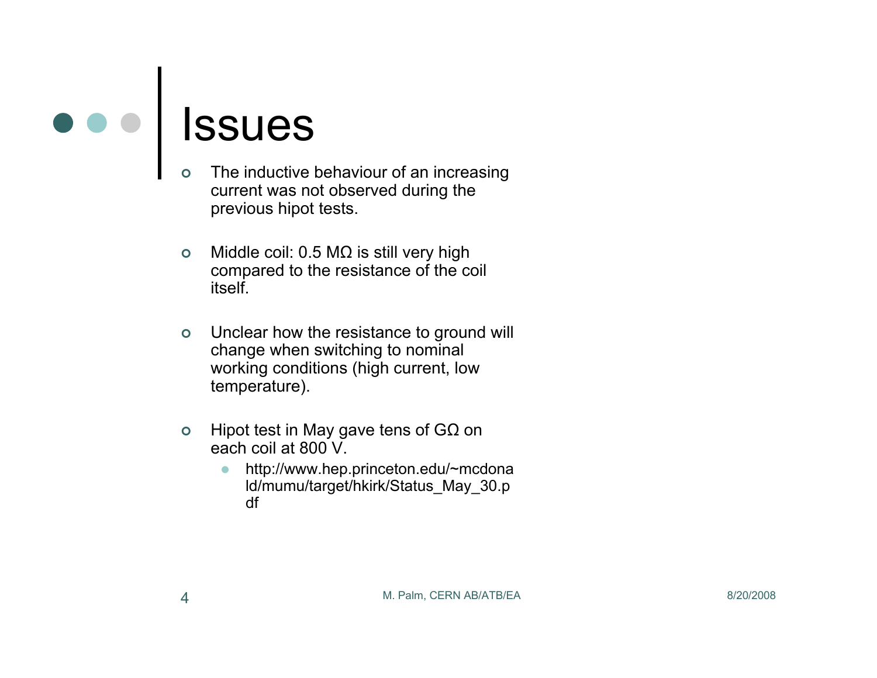# Issues

- The inductive behaviour of an increasing current was not observed during the previous hipot tests.
- Middle coil: 0.5 MΩ is still very high compared to the resistance of the coil itself.
- Unclear how the resistance to ground will change when switching to nominal working conditions (high current, low temperature).
- Hipot test in May gave tens of GΩ on each coil at 800 V.
  - http://www.hep.princeton.edu/~mcdonald/mumu/target/hkirk/Status_May_30.pdf